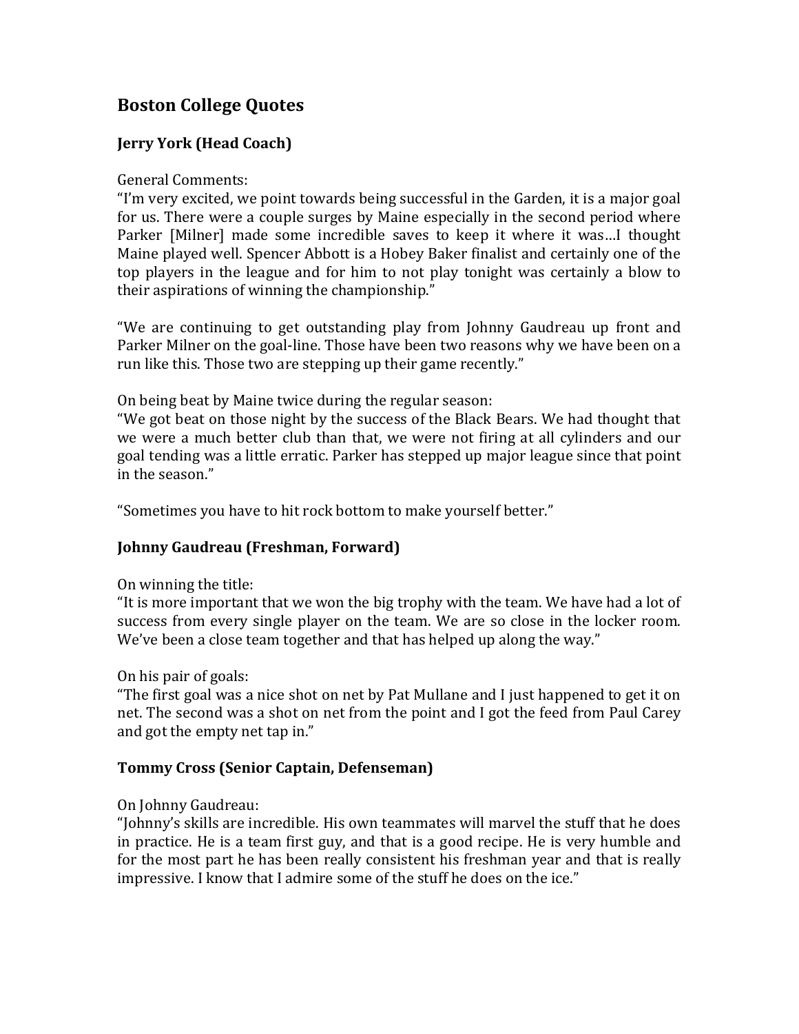## Boston College Quotes

### Jerry York (Head Coach)

General Comments:
"I'm very excited, we point towards being successful in the Garden, it is a major goal for us. There were a couple surges by Maine especially in the second period where Parker [Milner] made some incredible saves to keep it where it was…I thought Maine played well. Spencer Abbott is a Hobey Baker finalist and certainly one of the top players in the league and for him to not play tonight was certainly a blow to their aspirations of winning the championship."

"We are continuing to get outstanding play from Johnny Gaudreau up front and Parker Milner on the goal-line. Those have been two reasons why we have been on a run like this. Those two are stepping up their game recently."

On being beat by Maine twice during the regular season:
"We got beat on those night by the success of the Black Bears. We had thought that we were a much better club than that, we were not firing at all cylinders and our goal tending was a little erratic. Parker has stepped up major league since that point in the season."

"Sometimes you have to hit rock bottom to make yourself better."

### Johnny Gaudreau (Freshman, Forward)

On winning the title:
"It is more important that we won the big trophy with the team. We have had a lot of success from every single player on the team. We are so close in the locker room. We've been a close team together and that has helped up along the way."

On his pair of goals:
"The first goal was a nice shot on net by Pat Mullane and I just happened to get it on net. The second was a shot on net from the point and I got the feed from Paul Carey and got the empty net tap in."

### Tommy Cross (Senior Captain, Defenseman)

On Johnny Gaudreau:
"Johnny's skills are incredible. His own teammates will marvel the stuff that he does in practice. He is a team first guy, and that is a good recipe. He is very humble and for the most part he has been really consistent his freshman year and that is really impressive. I know that I admire some of the stuff he does on the ice."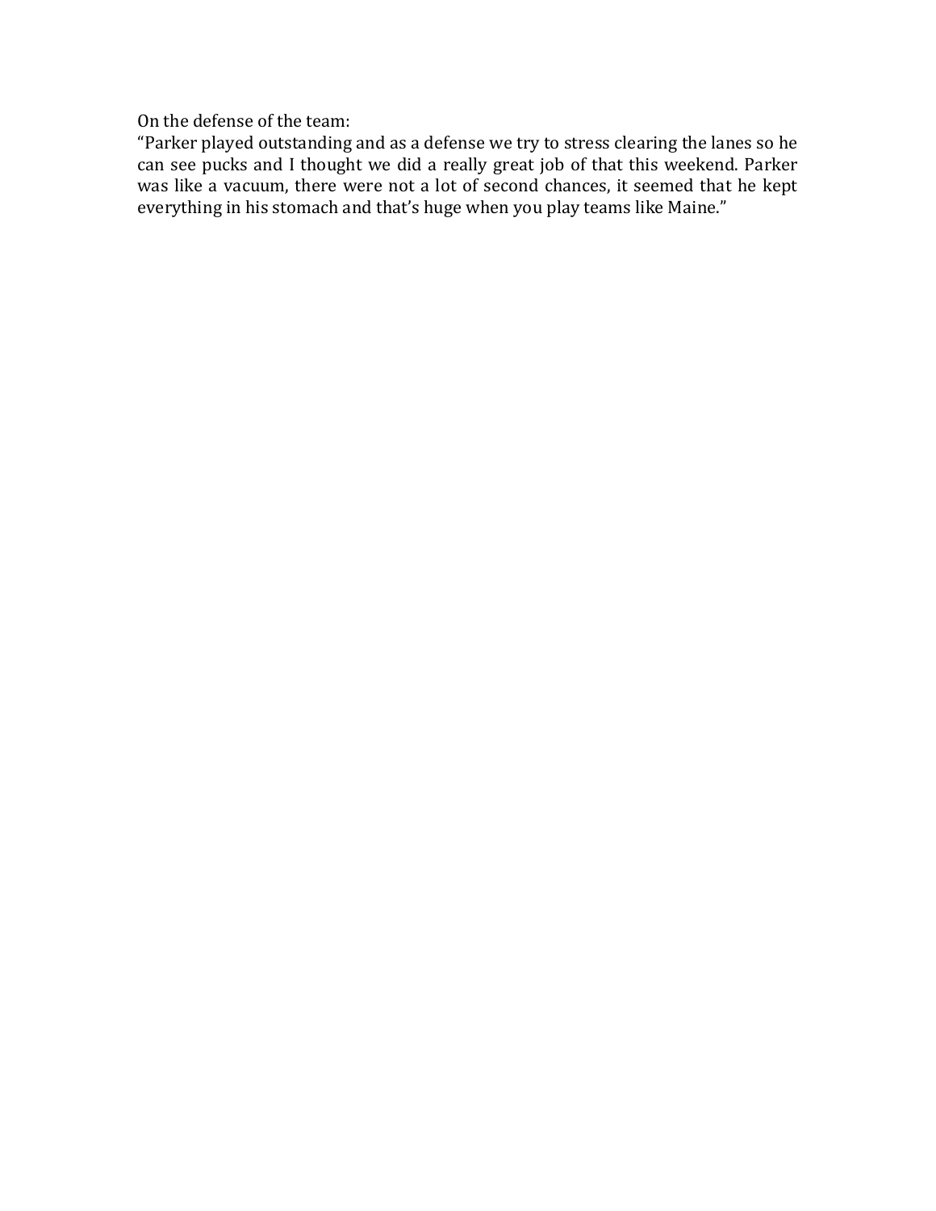On the defense of the team:

"Parker played outstanding and as a defense we try to stress clearing the lanes so he can see pucks and I thought we did a really great job of that this weekend. Parker was like a vacuum, there were not a lot of second chances, it seemed that he kept everything in his stomach and that's huge when you play teams like Maine."